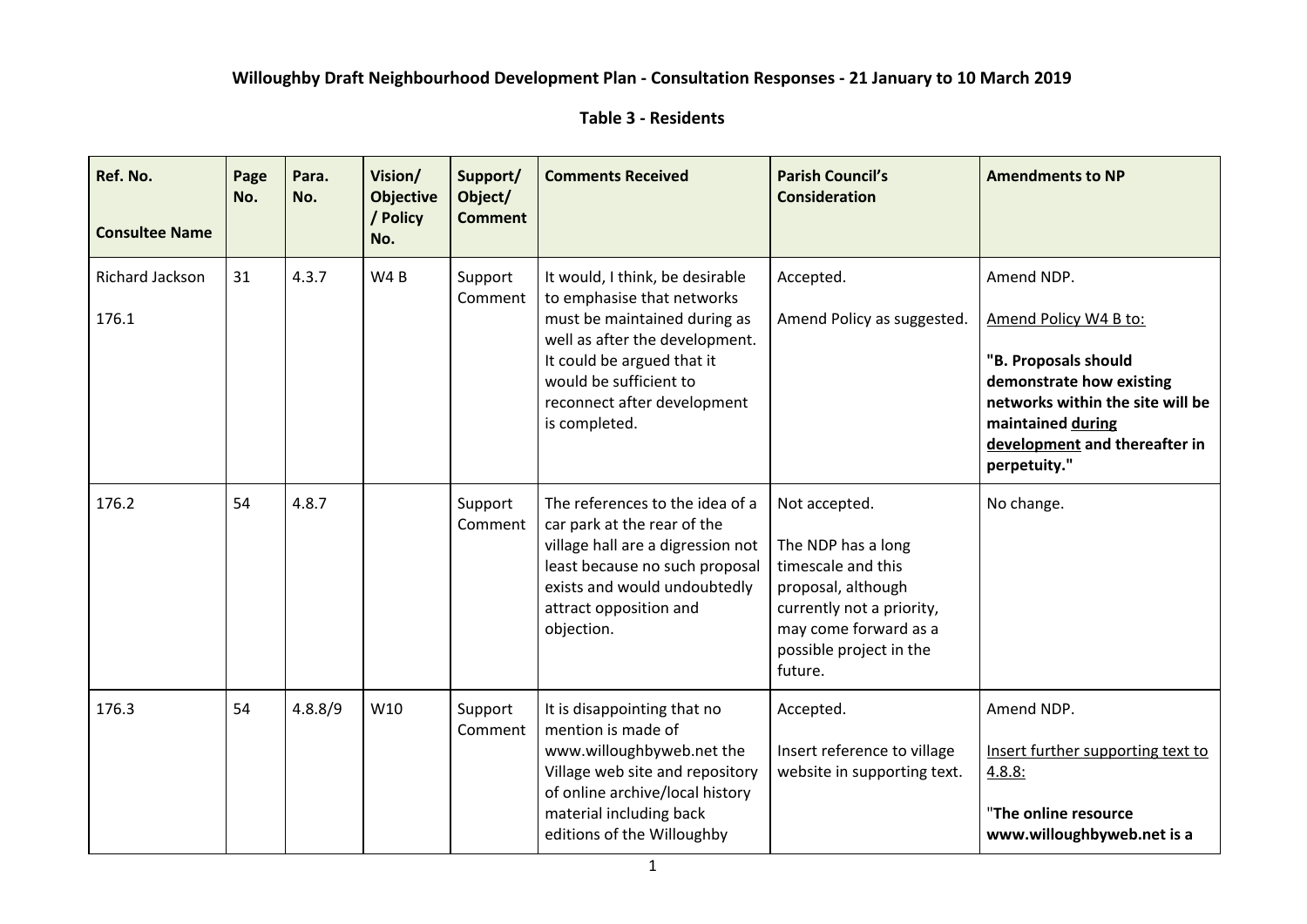# Willoughby Draft Neighbourhood Development Plan - Consultation Responses - 21 January to 10 March 2019

## Table 3 - Residents

| Ref. No.<br><br>Consultee Name | Page No. | Para. No. | Vision/ Objective / Policy No. | Support/ Object/ Comment | Comments Received | Parish Council's Consideration | Amendments to NP |
|---|---|---|---|---|---|---|---|
| Richard Jackson<br><br>176.1 | 31 | 4.3.7 | W4 B | Support Comment | It would, I think, be desirable to emphasise that networks must be maintained during as well as after the development. It could be argued that it would be sufficient to reconnect after development is completed. | Accepted.<br><br>Amend Policy as suggested. | Amend NDP.<br><br>Amend Policy W4 B to:<br><br>**"B. Proposals should demonstrate how existing networks within the site will be maintained during development and thereafter in perpetuity."** |
| 176.2 | 54 | 4.8.7 | | Support Comment | The references to the idea of a car park at the rear of the village hall are a digression not least because no such proposal exists and would undoubtedly attract opposition and objection. | Not accepted.<br><br>The NDP has a long timescale and this proposal, although currently not a priority, may come forward as a possible project in the future. | No change. |
| 176.3 | 54 | 4.8.8/9 | W10 | Support Comment | It is disappointing that no mention is made of www.willoughbyweb.net the Village web site and repository of online archive/local history material including back editions of the Willoughby | Accepted.<br><br>Insert reference to village website in supporting text. | Amend NDP.<br><br>Insert further supporting text to 4.8.8:<br><br>"**The online resource www.willoughbyweb.net is a** |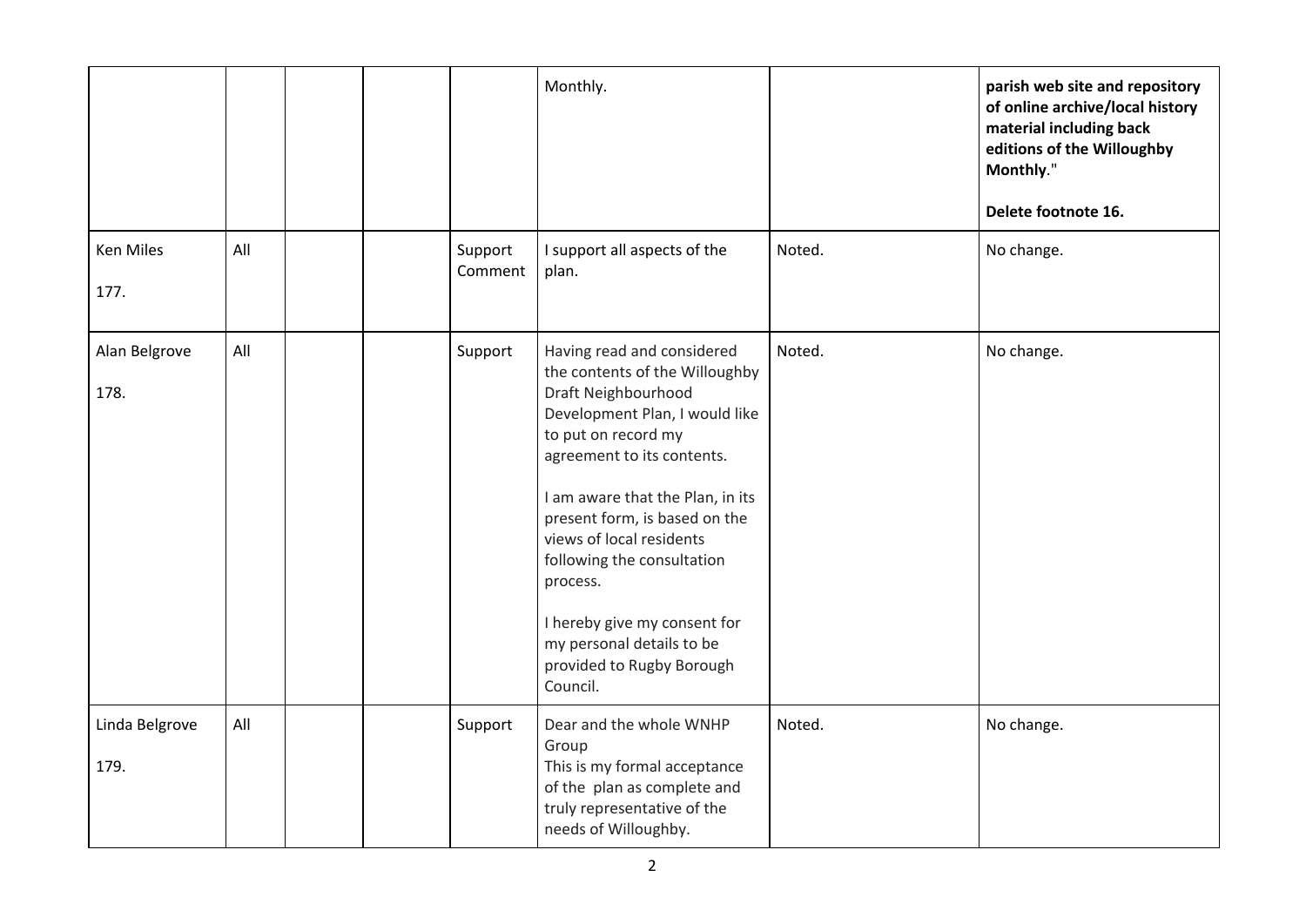| | | | | | | | |
|---|---|---|---|---|---|---|---|
| | | | | | Monthly. | | **parish web site and repository of online archive/local history material including back editions of the Willoughby Monthly**."<br><br>**Delete footnote 16.** |
| Ken Miles<br><br>177. | All | | | Support Comment | I support all aspects of the plan. | Noted. | No change. |
| Alan Belgrove<br><br>178. | All | | | Support | Having read and considered the contents of the Willoughby Draft Neighbourhood Development Plan, I would like to put on record my agreement to its contents.<br><br>I am aware that the Plan, in its present form, is based on the views of local residents following the consultation process.<br><br>I hereby give my consent for my personal details to be provided to Rugby Borough Council. | Noted. | No change. |
| Linda Belgrove<br><br>179. | All | | | Support | Dear and the whole WNHP Group<br>This is my formal acceptance of the plan as complete and truly representative of the needs of Willoughby. | Noted. | No change. |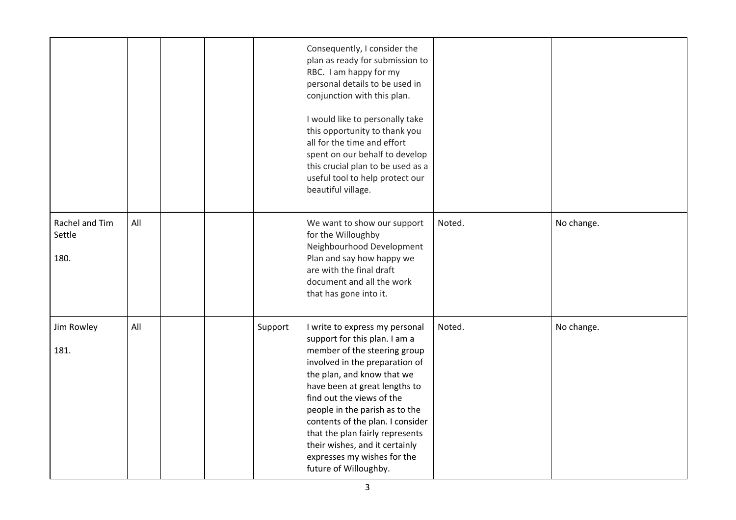| | | | | | | | |
|---|---|---|---|---|---|---|---|
| | | | | | Consequently, I consider the plan as ready for submission to RBC. I am happy for my personal details to be used in conjunction with this plan.<br><br>I would like to personally take this opportunity to thank you all for the time and effort spent on our behalf to develop this crucial plan to be used as a useful tool to help protect our beautiful village. | | |
| Rachel and Tim Settle<br><br>180. | All | | | | We want to show our support for the Willoughby Neighbourhood Development Plan and say how happy we are with the final draft document and all the work that has gone into it. | Noted. | No change. |
| Jim Rowley<br><br>181. | All | | | Support | I write to express my personal support for this plan. I am a member of the steering group involved in the preparation of the plan, and know that we have been at great lengths to find out the views of the people in the parish as to the contents of the plan. I consider that the plan fairly represents their wishes, and it certainly expresses my wishes for the future of Willoughby. | Noted. | No change. |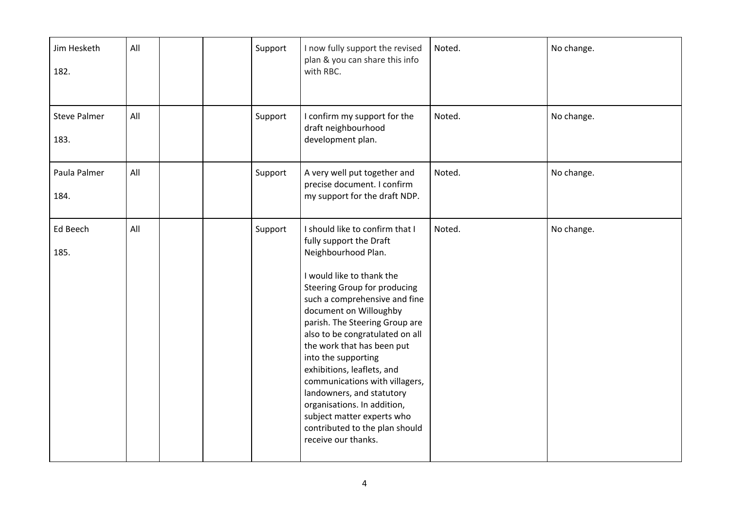| Jim Hesketh<br><br>182. | All | | | Support | I now fully support the revised plan & you can share this info with RBC. | Noted. | No change. |
|---|---|---|---|---|---|---|---|
| Steve Palmer<br><br>183. | All | | | Support | I confirm my support for the draft neighbourhood development plan. | Noted. | No change. |
| Paula Palmer<br><br>184. | All | | | Support | A very well put together and precise document. I confirm my support for the draft NDP. | Noted. | No change. |
| Ed Beech<br><br>185. | All | | | Support | I should like to confirm that I fully support the Draft Neighbourhood Plan.<br><br>I would like to thank the Steering Group for producing such a comprehensive and fine document on Willoughby parish. The Steering Group are also to be congratulated on all the work that has been put into the supporting exhibitions, leaflets, and communications with villagers, landowners, and statutory organisations. In addition, subject matter experts who contributed to the plan should receive our thanks. | Noted. | No change. |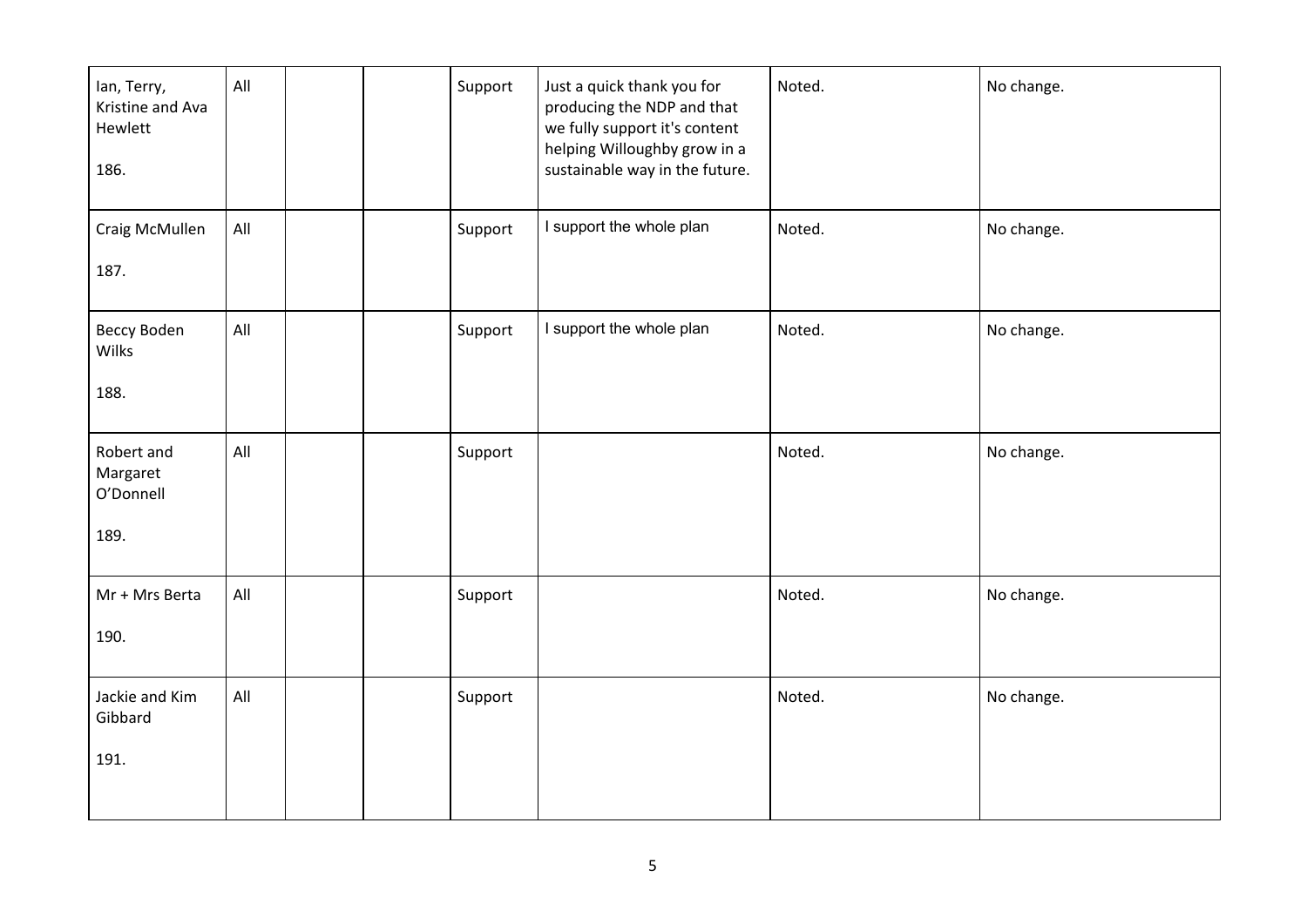| | | | | | | | |
|---|---|---|---|---|---|---|---|
| Ian, Terry, Kristine and Ava Hewlett<br><br>186. | All | | | Support | Just a quick thank you for producing the NDP and that we fully support it's content helping Willoughby grow in a sustainable way in the future. | Noted. | No change. |
| Craig McMullen<br><br>187. | All | | | Support | I support the whole plan | Noted. | No change. |
| Beccy Boden Wilks<br><br>188. | All | | | Support | I support the whole plan | Noted. | No change. |
| Robert and Margaret O'Donnell<br><br>189. | All | | | Support | | Noted. | No change. |
| Mr + Mrs Berta<br><br>190. | All | | | Support | | Noted. | No change. |
| Jackie and Kim Gibbard<br><br>191. | All | | | Support | | Noted. | No change. |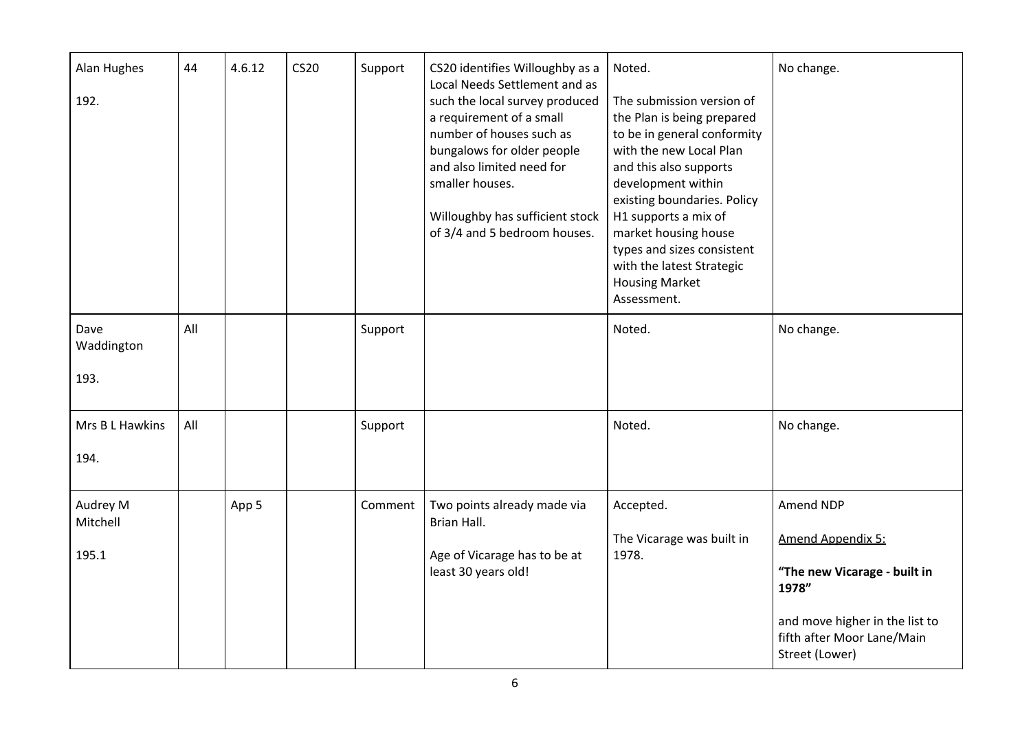| Alan Hughes<br><br>192. | 44 | 4.6.12 | CS20 | Support | CS20 identifies Willoughby as a Local Needs Settlement and as such the local survey produced a requirement of a small number of houses such as bungalows for older people and also limited need for smaller houses.<br><br>Willoughby has sufficient stock of 3/4 and 5 bedroom houses. | Noted.<br><br>The submission version of the Plan is being prepared to be in general conformity with the new Local Plan and this also supports development within existing boundaries. Policy H1 supports a mix of market housing house types and sizes consistent with the latest Strategic Housing Market Assessment. | No change. |
|---|---|---|---|---|---|---|---|
| Dave Waddington<br><br>193. | All | | | Support | | Noted. | No change. |
| Mrs B L Hawkins<br><br>194. | All | | | Support | | Noted. | No change. |
| Audrey M Mitchell<br><br>195.1 | | App 5 | | Comment | Two points already made via Brian Hall.<br><br>Age of Vicarage has to be at least 30 years old! | Accepted.<br><br>The Vicarage was built in 1978. | Amend NDP<br><br><u>Amend Appendix 5:</u><br><br>**"The new Vicarage - built in 1978"**<br><br>and move higher in the list to fifth after Moor Lane/Main Street (Lower) |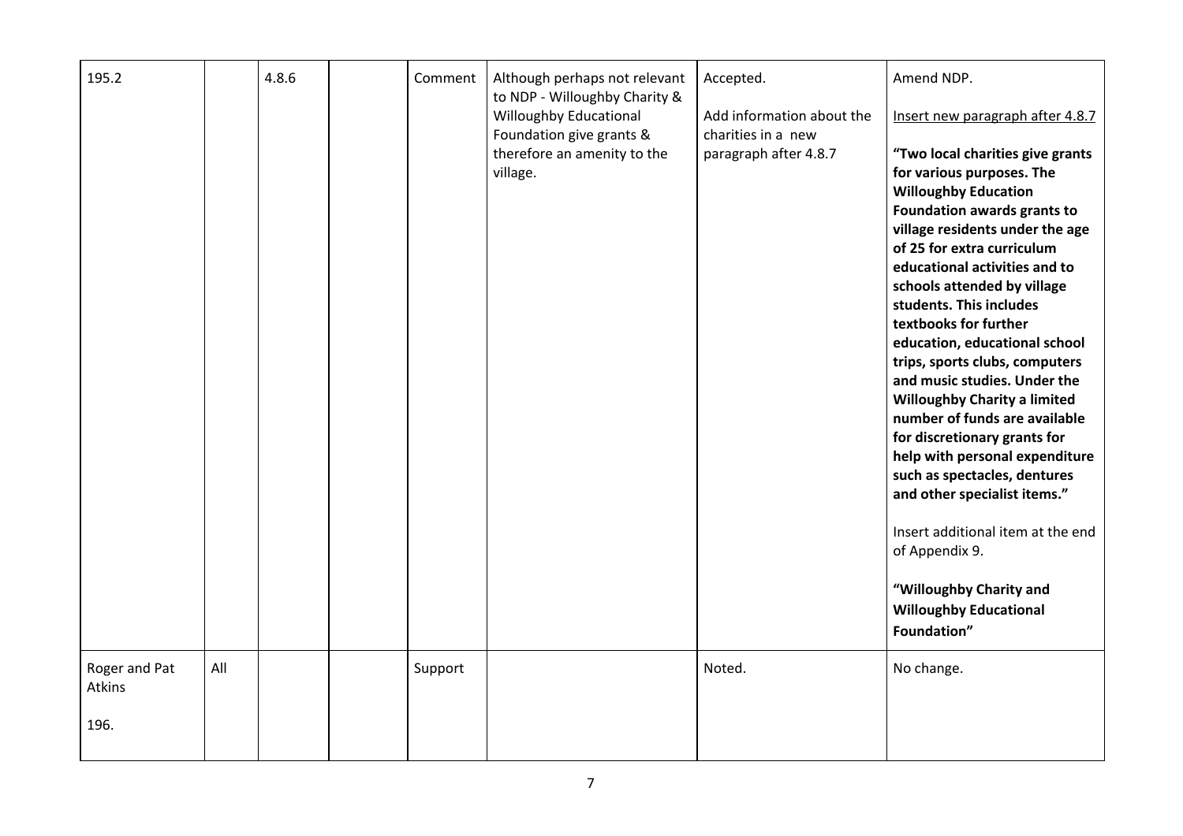| 195.2 | | 4.8.6 | | Comment | Although perhaps not relevant to NDP - Willoughby Charity & Willoughby Educational Foundation give grants & therefore an amenity to the village. | Accepted.<br><br>Add information about the charities in a new paragraph after 4.8.7 | Amend NDP.<br><br>Insert new paragraph after 4.8.7<br><br>**"Two local charities give grants for various purposes. The Willoughby Education Foundation awards grants to village residents under the age of 25 for extra curriculum educational activities and to schools attended by village students. This includes textbooks for further education, educational school trips, sports clubs, computers and music studies. Under the Willoughby Charity a limited number of funds are available for discretionary grants for help with personal expenditure such as spectacles, dentures and other specialist items."**<br><br>Insert additional item at the end of Appendix 9.<br><br>**"Willoughby Charity and Willoughby Educational Foundation"** |
|---|---|---|---|---|---|---|---|
| Roger and Pat Atkins<br><br>196. | All | | | Support | | Noted. | No change. |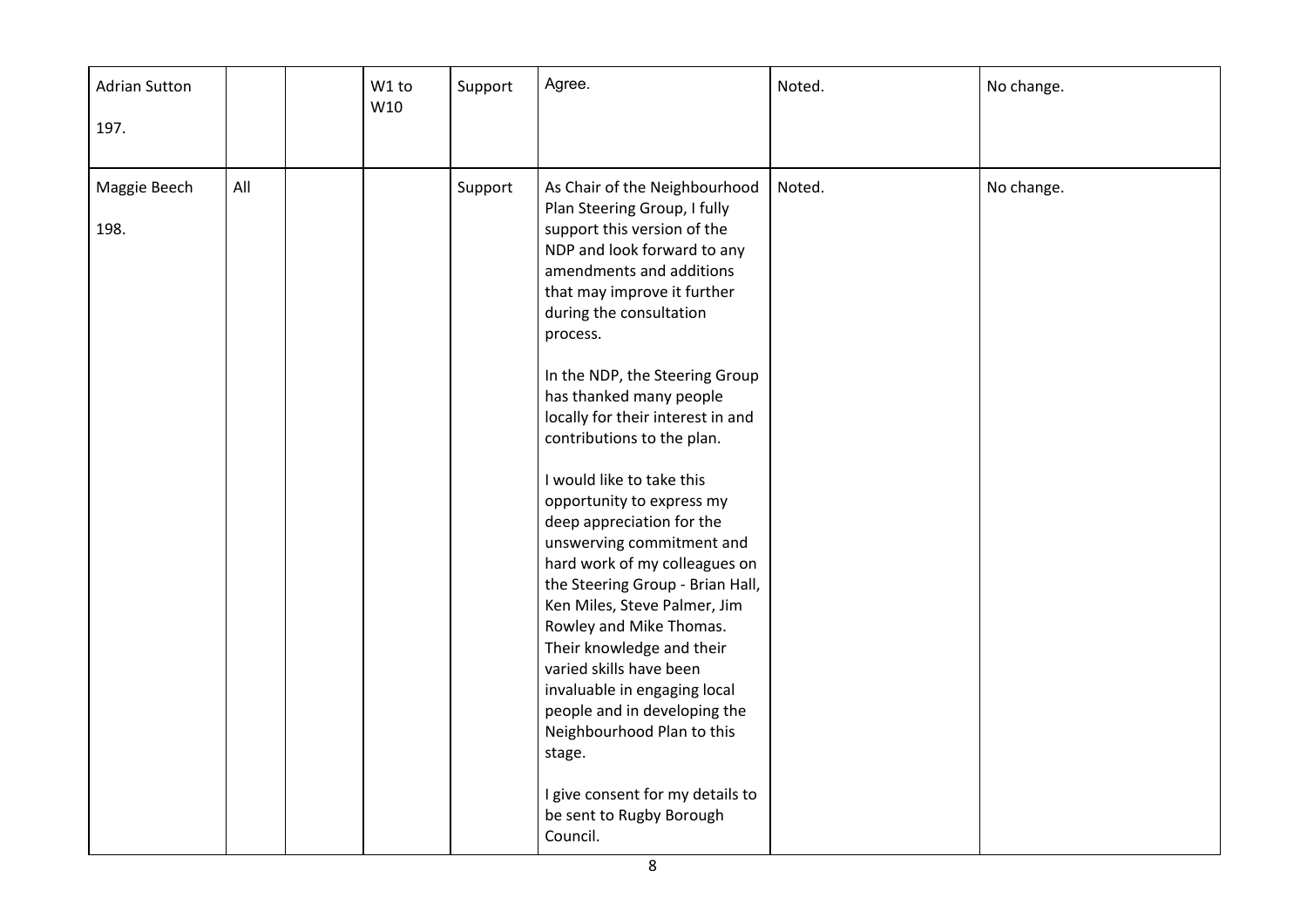| Adrian Sutton<br><br>197. | | | W1 to W10 | Support | Agree. | Noted. | No change. |
|---|---|---|---|---|---|---|---|
| Maggie Beech<br><br>198. | All | | | Support | As Chair of the Neighbourhood Plan Steering Group, I fully support this version of the NDP and look forward to any amendments and additions that may improve it further during the consultation process.<br><br>In the NDP, the Steering Group has thanked many people locally for their interest in and contributions to the plan.<br><br>I would like to take this opportunity to express my deep appreciation for the unswerving commitment and hard work of my colleagues on the Steering Group - Brian Hall, Ken Miles, Steve Palmer, Jim Rowley and Mike Thomas. Their knowledge and their varied skills have been invaluable in engaging local people and in developing the Neighbourhood Plan to this stage.<br><br>I give consent for my details to be sent to Rugby Borough Council. | Noted. | No change. |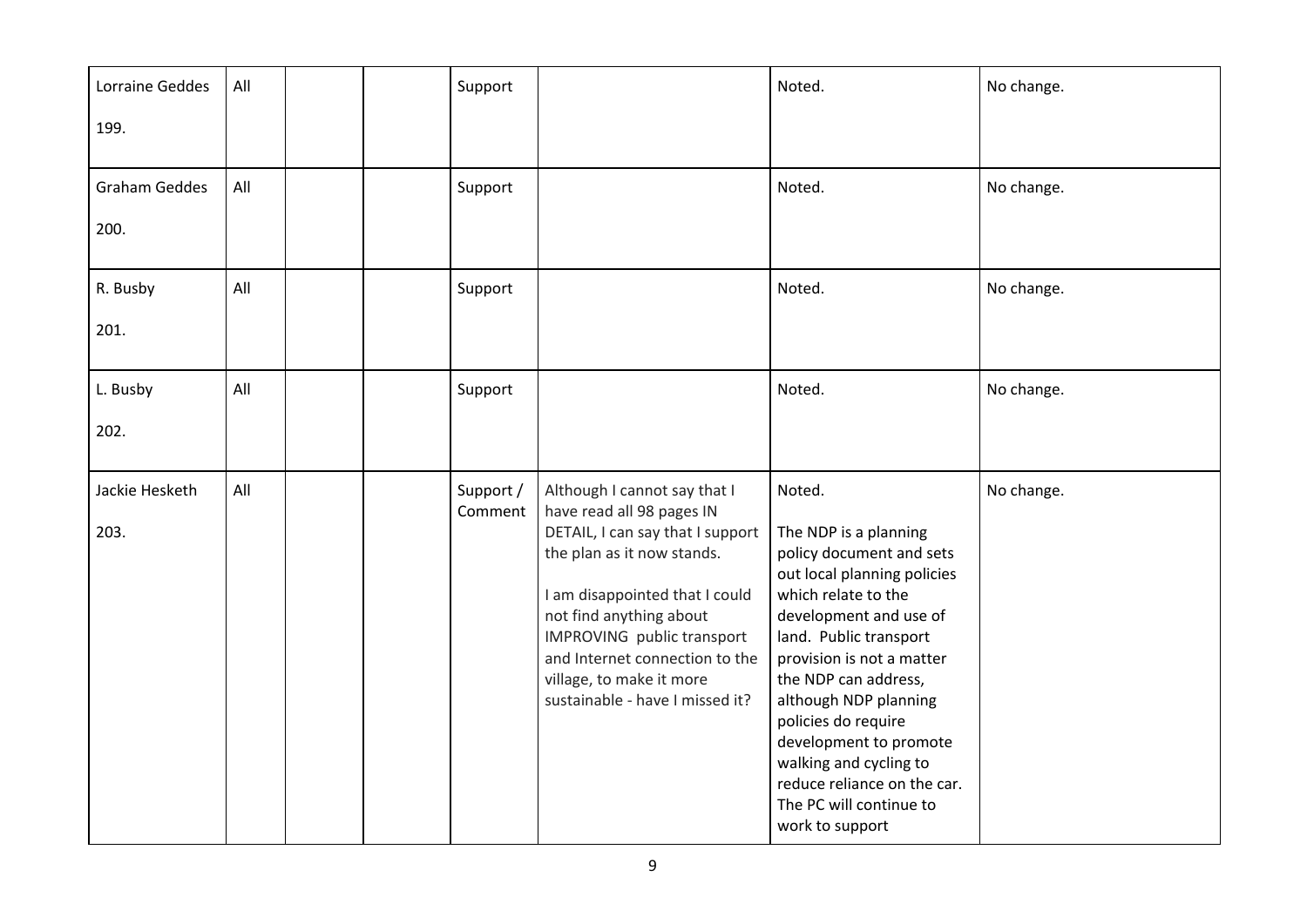| Lorraine Geddes<br><br>199. | All | | | Support | | Noted. | No change. |
|---|---|---|---|---|---|---|---|
| Graham Geddes<br><br>200. | All | | | Support | | Noted. | No change. |
| R. Busby<br><br>201. | All | | | Support | | Noted. | No change. |
| L. Busby<br><br>202. | All | | | Support | | Noted. | No change. |
| Jackie Hesketh<br><br>203. | All | | | Support / Comment | Although I cannot say that I have read all 98 pages IN DETAIL, I can say that I support the plan as it now stands.<br><br>I am disappointed that I could not find anything about IMPROVING public transport and Internet connection to the village, to make it more sustainable - have I missed it? | Noted.<br><br>The NDP is a planning policy document and sets out local planning policies which relate to the development and use of land. Public transport provision is not a matter the NDP can address, although NDP planning policies do require development to promote walking and cycling to reduce reliance on the car. The PC will continue to work to support | No change. |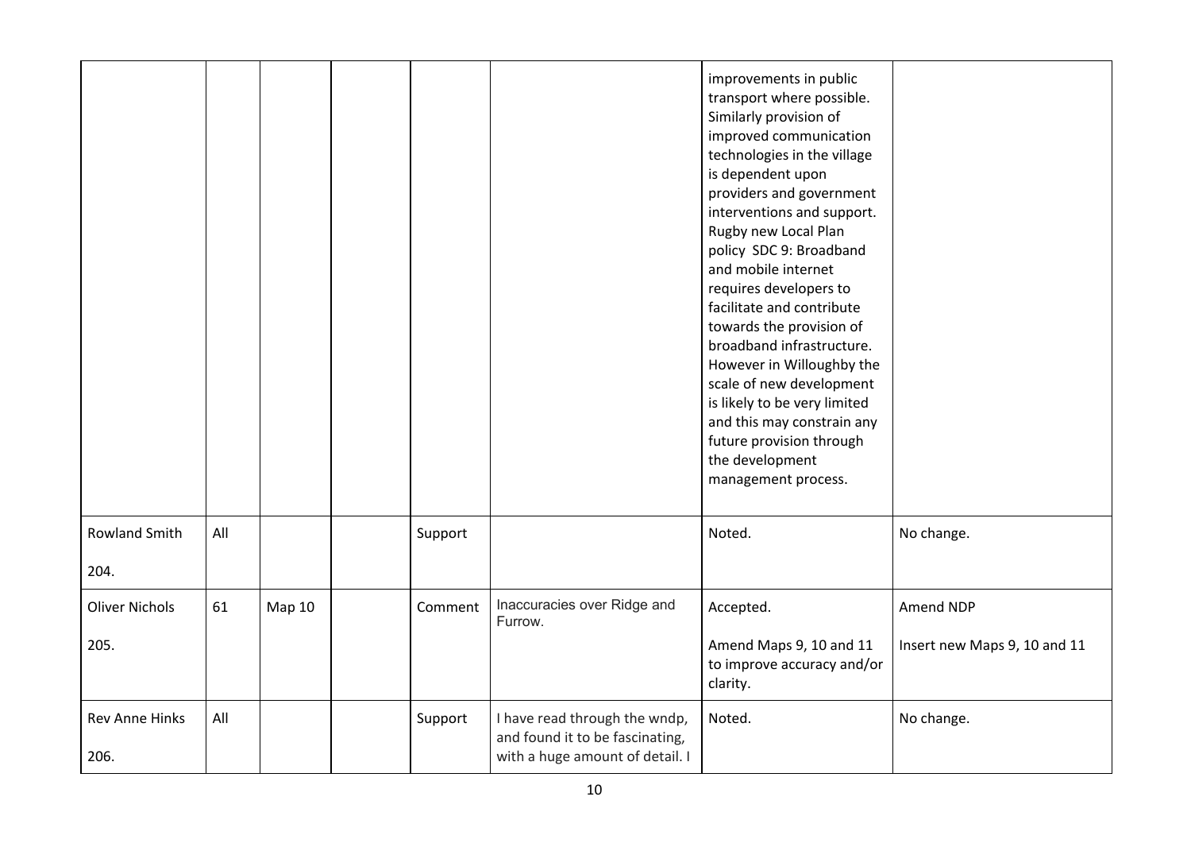| | | | | | | improvements in public transport where possible. Similarly provision of improved communication technologies in the village is dependent upon providers and government interventions and support. Rugby new Local Plan policy SDC 9: Broadband and mobile internet requires developers to facilitate and contribute towards the provision of broadband infrastructure. However in Willoughby the scale of new development is likely to be very limited and this may constrain any future provision through the development management process. | |
|---|---|---|---|---|---|---|---|
| Rowland Smith<br><br>204. | All | | | Support | | Noted. | No change. |
| Oliver Nichols<br><br>205. | 61 | Map 10 | | Comment | Inaccuracies over Ridge and Furrow. | Accepted.<br><br>Amend Maps 9, 10 and 11 to improve accuracy and/or clarity. | Amend NDP<br><br>Insert new Maps 9, 10 and 11 |
| Rev Anne Hinks<br><br>206. | All | | | Support | I have read through the wndp, and found it to be fascinating, with a huge amount of detail. I | Noted. | No change. |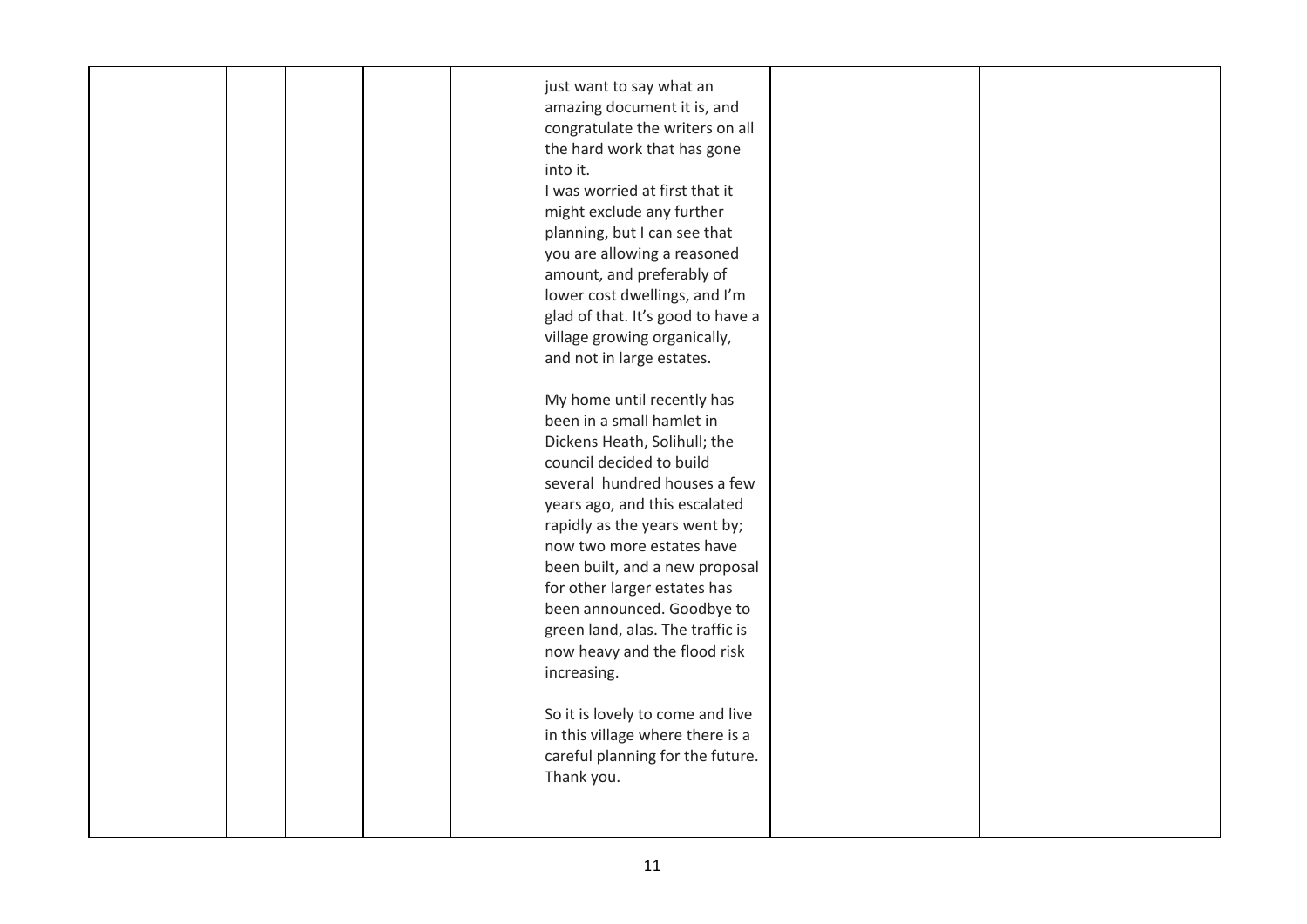|  |  |  |  |  | just want to say what an amazing document it is, and congratulate the writers on all the hard work that has gone into it.<br>I was worried at first that it might exclude any further planning, but I can see that you are allowing a reasoned amount, and preferably of lower cost dwellings, and I'm glad of that. It's good to have a village growing organically, and not in large estates.<br><br>My home until recently has been in a small hamlet in Dickens Heath, Solihull; the council decided to build several hundred houses a few years ago, and this escalated rapidly as the years went by; now two more estates have been built, and a new proposal for other larger estates has been announced. Goodbye to green land, alas. The traffic is now heavy and the flood risk increasing.<br><br>So it is lovely to come and live in this village where there is a careful planning for the future. Thank you. |  |  |
|---|---|---|---|---|---|---|---|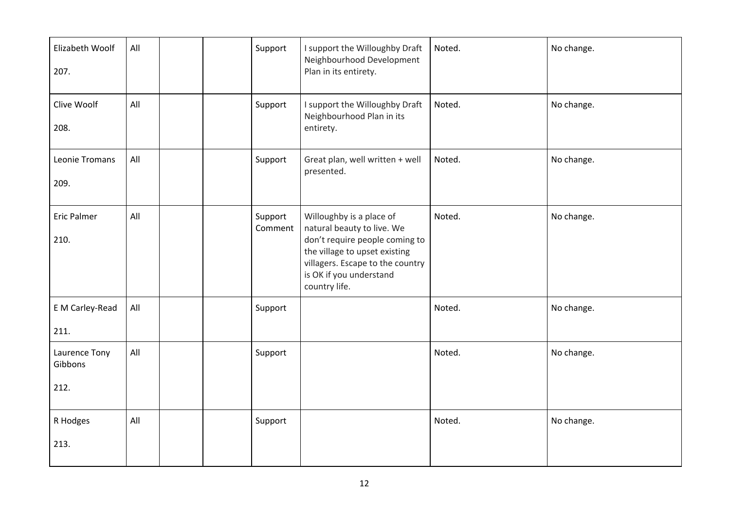| | | | | | | | |
|---|---|---|---|---|---|---|---|
| Elizabeth Woolf<br><br>207. | All | | | Support | I support the Willoughby Draft Neighbourhood Development Plan in its entirety. | Noted. | No change. |
| Clive Woolf<br><br>208. | All | | | Support | I support the Willoughby Draft Neighbourhood Plan in its entirety. | Noted. | No change. |
| Leonie Tromans<br><br>209. | All | | | Support | Great plan, well written + well presented. | Noted. | No change. |
| Eric Palmer<br><br>210. | All | | | Support Comment | Willoughby is a place of natural beauty to live. We don't require people coming to the village to upset existing villagers. Escape to the country is OK if you understand country life. | Noted. | No change. |
| E M Carley-Read<br><br>211. | All | | | Support | | Noted. | No change. |
| Laurence Tony Gibbons<br><br>212. | All | | | Support | | Noted. | No change. |
| R Hodges<br><br>213. | All | | | Support | | Noted. | No change. |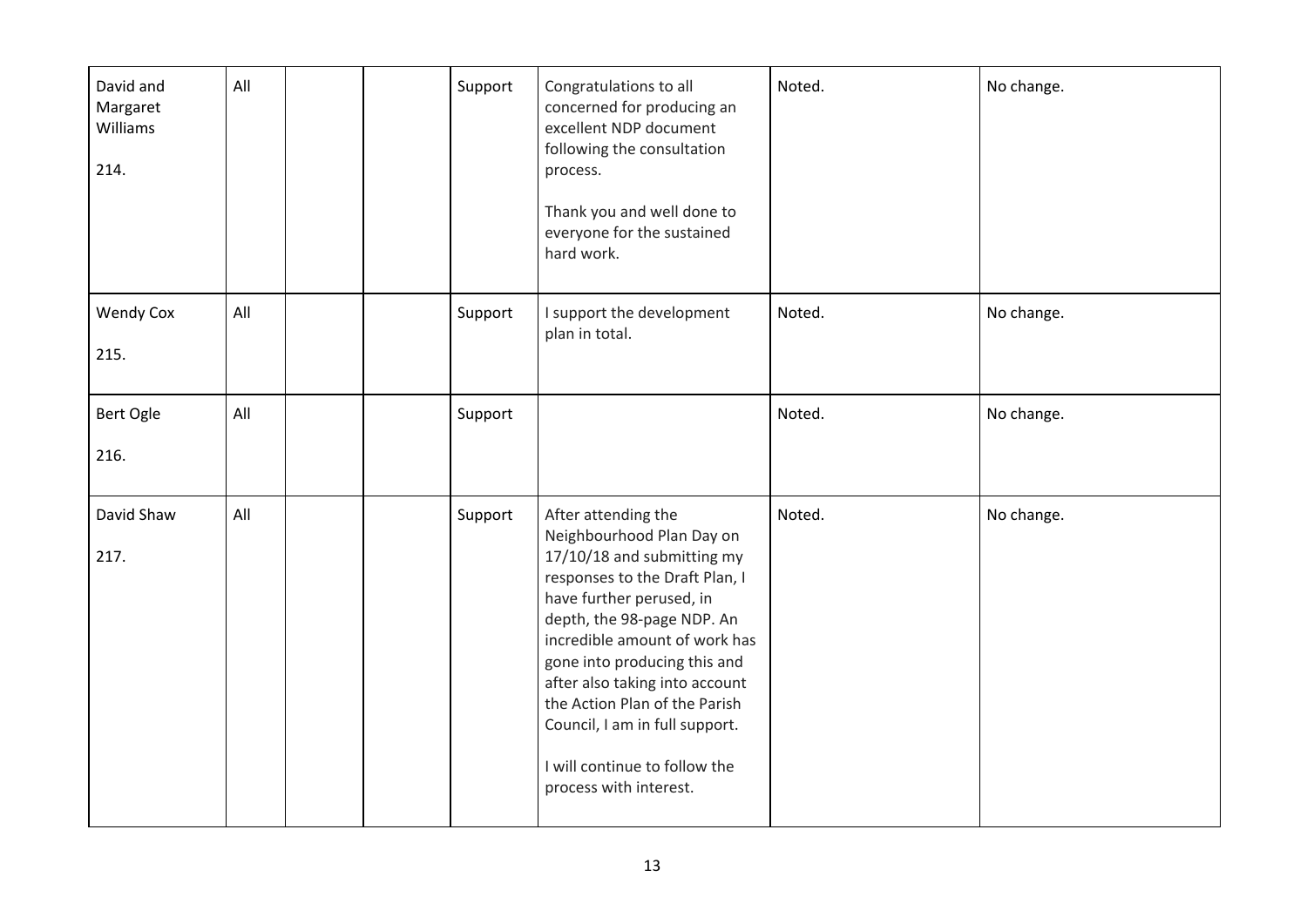|  |  |  |  |  |  |  |  |
|---|---|---|---|---|---|---|---|
| David and Margaret Williams<br><br>214. | All |  |  | Support | Congratulations to all concerned for producing an excellent NDP document following the consultation process.<br><br>Thank you and well done to everyone for the sustained hard work. | Noted. | No change. |
| Wendy Cox<br><br>215. | All |  |  | Support | I support the development plan in total. | Noted. | No change. |
| Bert Ogle<br><br>216. | All |  |  | Support |  | Noted. | No change. |
| David Shaw<br><br>217. | All |  |  | Support | After attending the Neighbourhood Plan Day on 17/10/18 and submitting my responses to the Draft Plan, I have further perused, in depth, the 98-page NDP. An incredible amount of work has gone into producing this and after also taking into account the Action Plan of the Parish Council, I am in full support.<br><br>I will continue to follow the process with interest. | Noted. | No change. |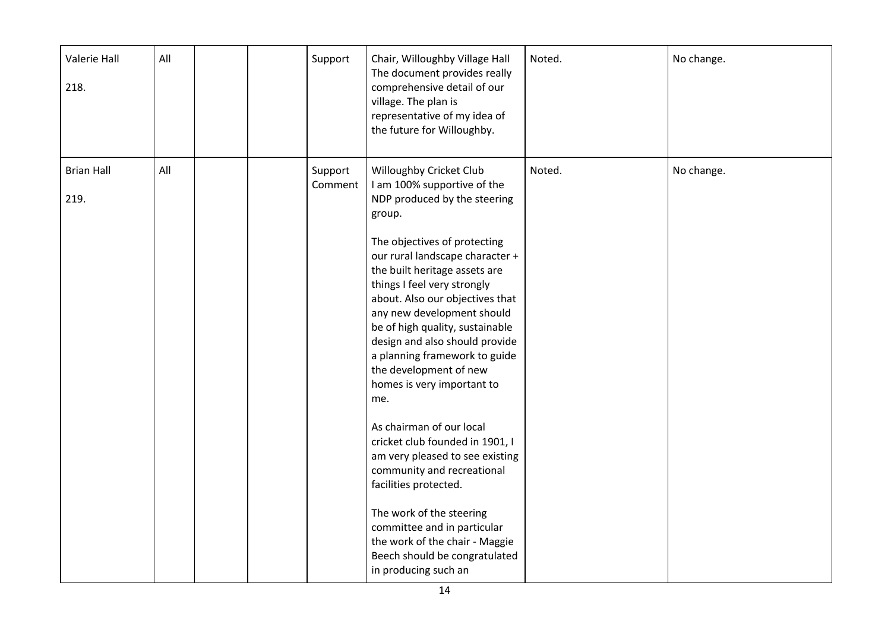| | | | | | | | |
|---|---|---|---|---|---|---|---|
| Valerie Hall<br><br>218. | All | | | Support | Chair, Willoughby Village Hall The document provides really comprehensive detail of our village. The plan is representative of my idea of the future for Willoughby. | Noted. | No change. |
| Brian Hall<br><br>219. | All | | | Support Comment | Willoughby Cricket Club I am 100% supportive of the NDP produced by the steering group.<br><br>The objectives of protecting our rural landscape character + the built heritage assets are things I feel very strongly about. Also our objectives that any new development should be of high quality, sustainable design and also should provide a planning framework to guide the development of new homes is very important to me.<br><br>As chairman of our local cricket club founded in 1901, I am very pleased to see existing community and recreational facilities protected.<br><br>The work of the steering committee and in particular the work of the chair - Maggie Beech should be congratulated in producing such an | Noted. | No change. |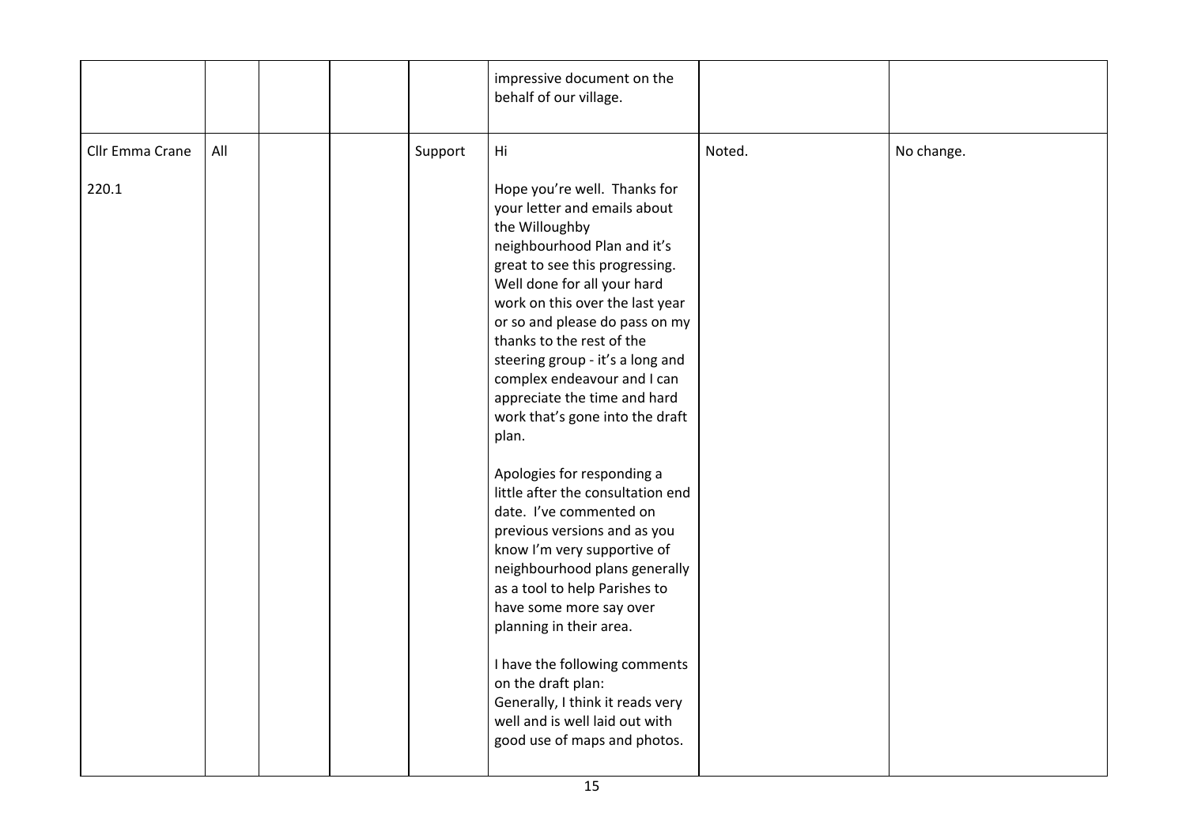| | | | | | | | |
|---|---|---|---|---|---|---|---|
| | | | | | impressive document on the behalf of our village. | | |
| Cllr Emma Crane<br><br>220.1 | All | | | Support | Hi<br><br>Hope you're well. Thanks for your letter and emails about the Willoughby neighbourhood Plan and it's great to see this progressing. Well done for all your hard work on this over the last year or so and please do pass on my thanks to the rest of the steering group - it's a long and complex endeavour and I can appreciate the time and hard work that's gone into the draft plan.<br><br>Apologies for responding a little after the consultation end date. I've commented on previous versions and as you know I'm very supportive of neighbourhood plans generally as a tool to help Parishes to have some more say over planning in their area.<br><br>I have the following comments on the draft plan:<br>Generally, I think it reads very well and is well laid out with good use of maps and photos. | Noted. | No change. |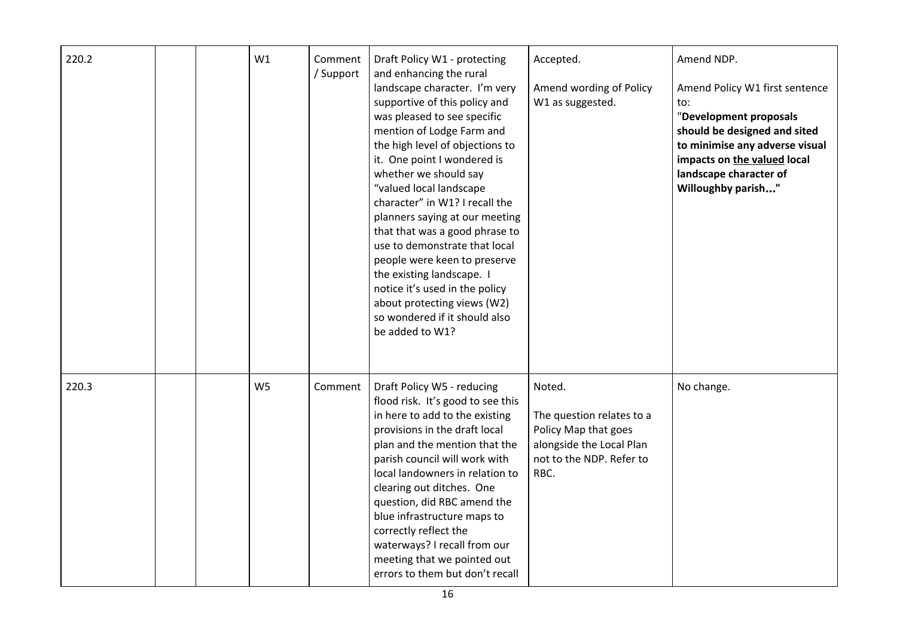| | | | | | | | |
|---|---|---|---|---|---|---|---|
| 220.2 | | | W1 | Comment / Support | Draft Policy W1 - protecting and enhancing the rural landscape character. I'm very supportive of this policy and was pleased to see specific mention of Lodge Farm and the high level of objections to it. One point I wondered is whether we should say "valued local landscape character" in W1? I recall the planners saying at our meeting that that was a good phrase to use to demonstrate that local people were keen to preserve the existing landscape. I notice it's used in the policy about protecting views (W2) so wondered if it should also be added to W1? | Accepted.<br><br>Amend wording of Policy W1 as suggested. | Amend NDP.<br><br>Amend Policy W1 first sentence to:<br>"**Development proposals should be designed and sited to minimise any adverse visual impacts on <u>the valued</u> local landscape character of Willoughby parish...**" |
| 220.3 | | | W5 | Comment | Draft Policy W5 - reducing flood risk. It's good to see this in here to add to the existing provisions in the draft local plan and the mention that the parish council will work with local landowners in relation to clearing out ditches. One question, did RBC amend the blue infrastructure maps to correctly reflect the waterways? I recall from our meeting that we pointed out errors to them but don't recall | Noted.<br><br>The question relates to a Policy Map that goes alongside the Local Plan not to the NDP. Refer to RBC. | No change. |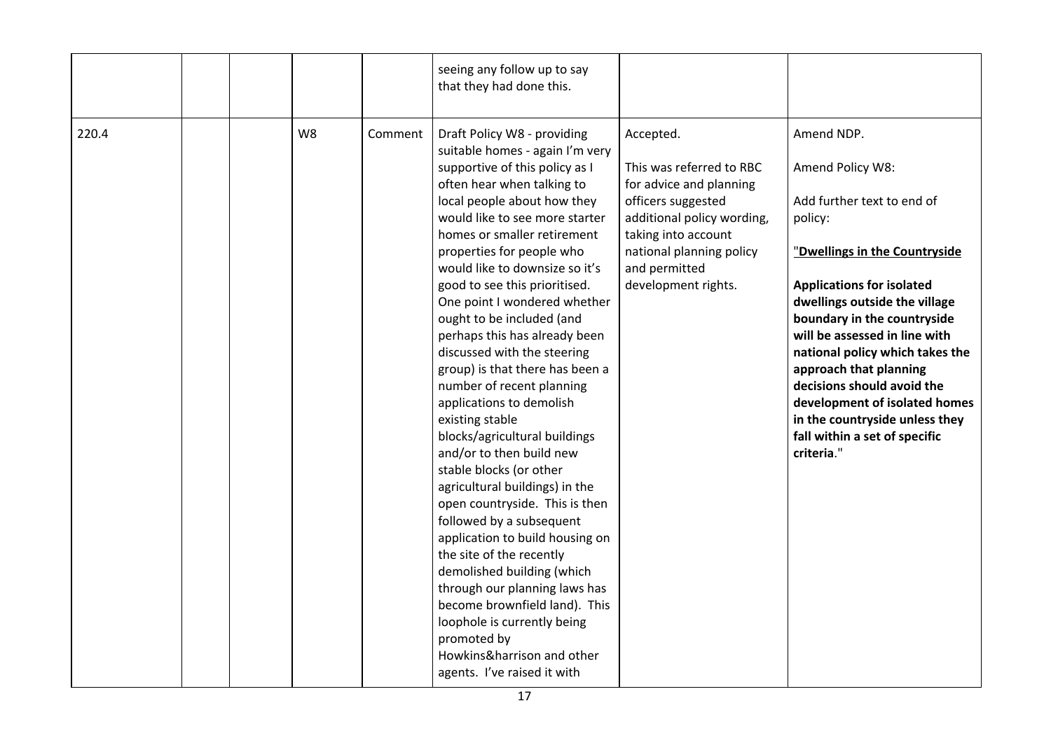| | | | | | | | |
|---|---|---|---|---|---|---|---|
| | | | | | seeing any follow up to say that they had done this. | | |
| 220.4 | | | W8 | Comment | Draft Policy W8 - providing suitable homes - again I'm very supportive of this policy as I often hear when talking to local people about how they would like to see more starter homes or smaller retirement properties for people who would like to downsize so it's good to see this prioritised. One point I wondered whether ought to be included (and perhaps this has already been discussed with the steering group) is that there has been a number of recent planning applications to demolish existing stable blocks/agricultural buildings and/or to then build new stable blocks (or other agricultural buildings) in the open countryside. This is then followed by a subsequent application to build housing on the site of the recently demolished building (which through our planning laws has become brownfield land). This loophole is currently being promoted by Howkins&harrison and other agents. I've raised it with | Accepted.<br><br>This was referred to RBC for advice and planning officers suggested additional policy wording, taking into account national planning policy and permitted development rights. | Amend NDP.<br><br>Amend Policy W8:<br><br>Add further text to end of policy:<br><br>"**<u>Dwellings in the Countryside</u>**<br><br>**Applications for isolated dwellings outside the village boundary in the countryside will be assessed in line with national policy which takes the approach that planning decisions should avoid the development of isolated homes in the countryside unless they fall within a set of specific criteria**." |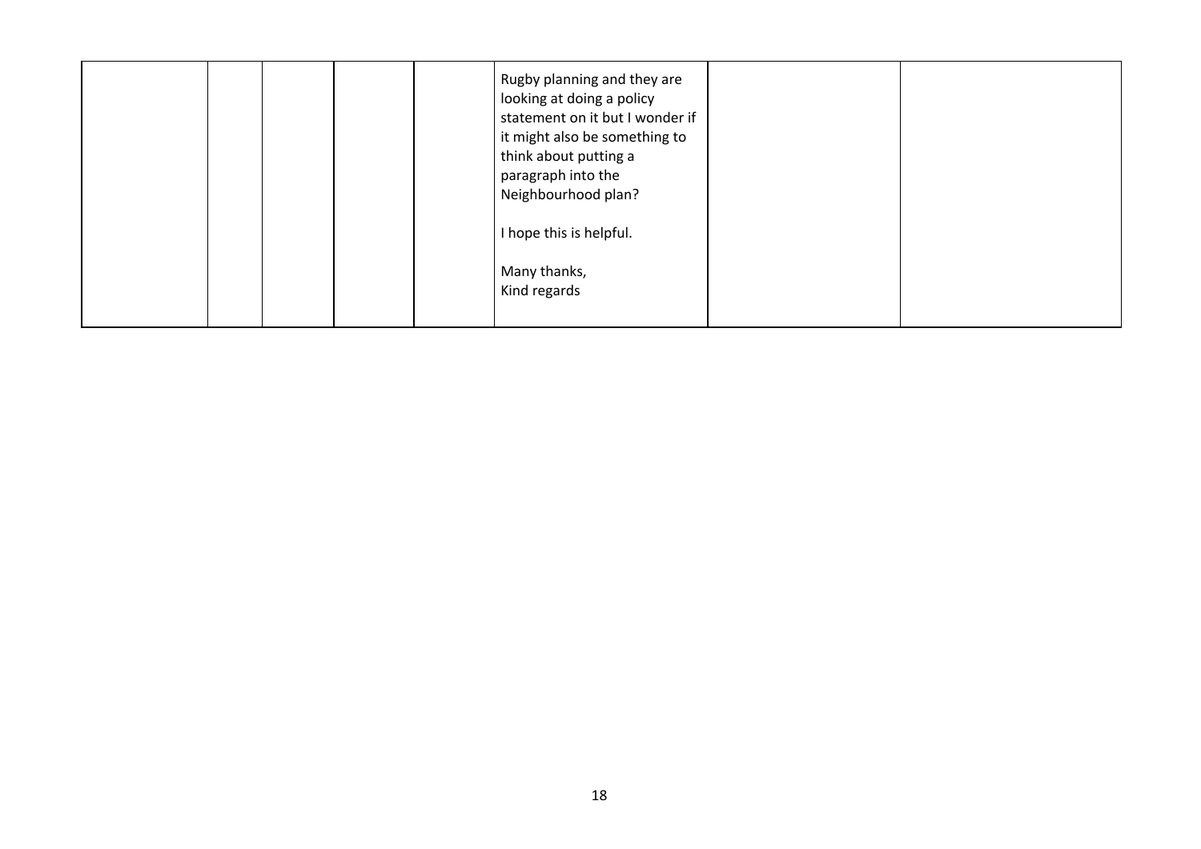| | | | | | | | |
|---|---|---|---|---|---|---|---|
| | | | | | Rugby planning and they are looking at doing a policy statement on it but I wonder if it might also be something to think about putting a paragraph into the Neighbourhood plan?<br><br>I hope this is helpful.<br><br>Many thanks,<br>Kind regards | | |